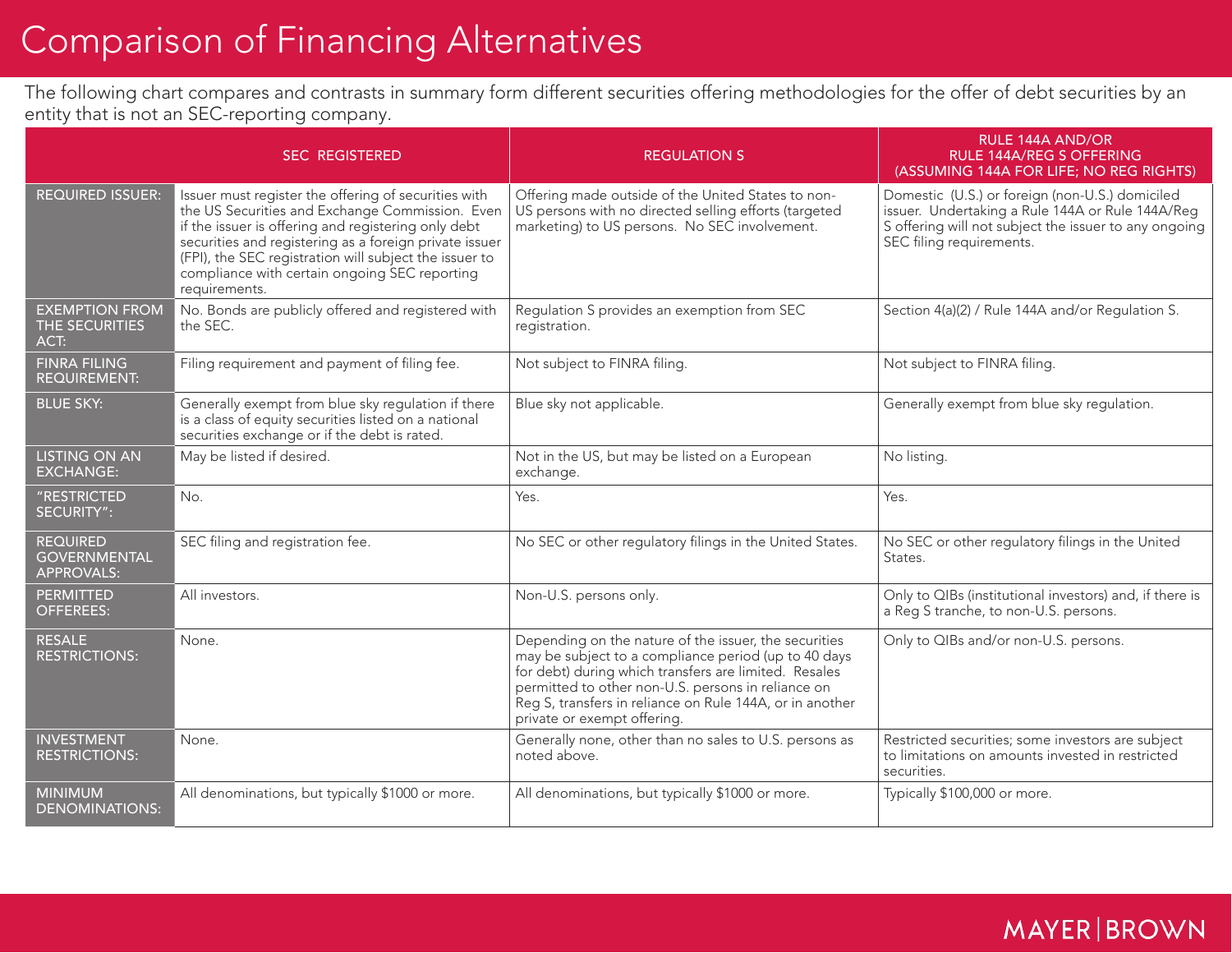# Comparison of Financing Alternatives

The following chart compares and contrasts in summary form different securities offering methodologies for the offer of debt securities by an entity that is not an SEC-reporting company.

| | SEC REGISTERED | REGULATION S | RULE 144A AND/OR RULE 144A/REG S OFFERING (ASSUMING 144A FOR LIFE; NO REG RIGHTS) |
|---|---|---|---|
| REQUIRED ISSUER: | Issuer must register the offering of securities with the US Securities and Exchange Commission. Even if the issuer is offering and registering only debt securities and registering as a foreign private issuer (FPI), the SEC registration will subject the issuer to compliance with certain ongoing SEC reporting requirements. | Offering made outside of the United States to non-US persons with no directed selling efforts (targeted marketing) to US persons. No SEC involvement. | Domestic (U.S.) or foreign (non-U.S.) domiciled issuer. Undertaking a Rule 144A or Rule 144A/Reg S offering will not subject the issuer to any ongoing SEC filing requirements. |
| EXEMPTION FROM THE SECURITIES ACT: | No. Bonds are publicly offered and registered with the SEC. | Regulation S provides an exemption from SEC registration. | Section 4(a)(2) / Rule 144A and/or Regulation S. |
| FINRA FILING REQUIREMENT: | Filing requirement and payment of filing fee. | Not subject to FINRA filing. | Not subject to FINRA filing. |
| BLUE SKY: | Generally exempt from blue sky regulation if there is a class of equity securities listed on a national securities exchange or if the debt is rated. | Blue sky not applicable. | Generally exempt from blue sky regulation. |
| LISTING ON AN EXCHANGE: | May be listed if desired. | Not in the US, but may be listed on a European exchange. | No listing. |
| "RESTRICTED SECURITY": | No. | Yes. | Yes. |
| REQUIRED GOVERNMENTAL APPROVALS: | SEC filing and registration fee. | No SEC or other regulatory filings in the United States. | No SEC or other regulatory filings in the United States. |
| PERMITTED OFFEREES: | All investors. | Non-U.S. persons only. | Only to QIBs (institutional investors) and, if there is a Reg S tranche, to non-U.S. persons. |
| RESALE RESTRICTIONS: | None. | Depending on the nature of the issuer, the securities may be subject to a compliance period (up to 40 days for debt) during which transfers are limited. Resales permitted to other non-U.S. persons in reliance on Reg S, transfers in reliance on Rule 144A, or in another private or exempt offering. | Only to QIBs and/or non-U.S. persons. |
| INVESTMENT RESTRICTIONS: | None. | Generally none, other than no sales to U.S. persons as noted above. | Restricted securities; some investors are subject to limitations on amounts invested in restricted securities. |
| MINIMUM DENOMINATIONS: | All denominations, but typically $1000 or more. | All denominations, but typically $1000 or more. | Typically $100,000 or more. |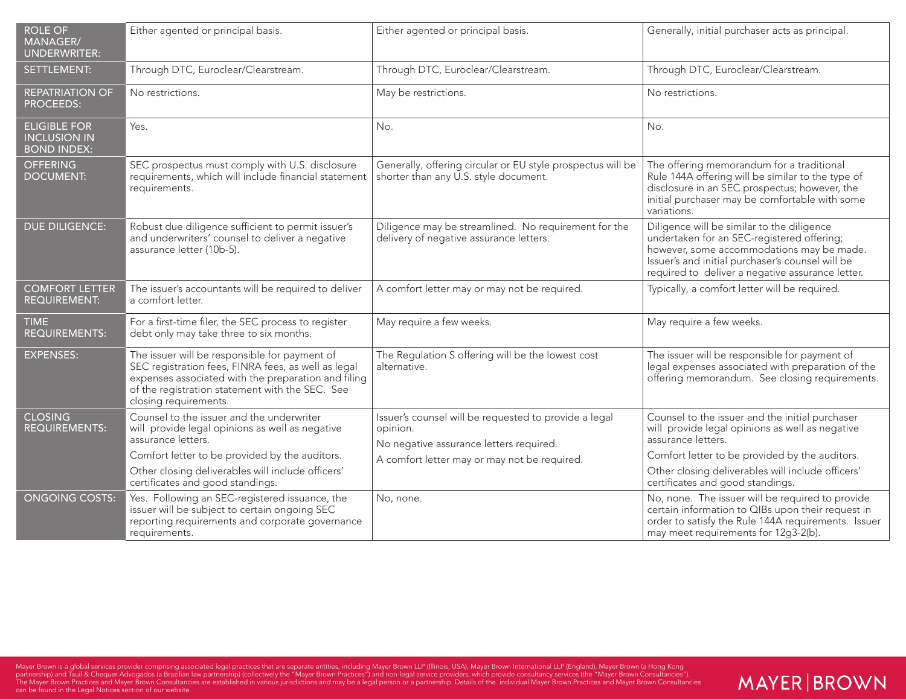| | | | |
|---|---|---|---|
| ROLE OF MANAGER/ UNDERWRITER: | Either agented or principal basis. | Either agented or principal basis. | Generally, initial purchaser acts as principal. |
| SETTLEMENT: | Through DTC, Euroclear/Clearstream. | Through DTC, Euroclear/Clearstream. | Through DTC, Euroclear/Clearstream. |
| REPATRIATION OF PROCEEDS: | No restrictions. | May be restrictions. | No restrictions. |
| ELIGIBLE FOR INCLUSION IN BOND INDEX: | Yes. | No. | No. |
| OFFERING DOCUMENT: | SEC prospectus must comply with U.S. disclosure requirements, which will include financial statement requirements. | Generally, offering circular or EU style prospectus will be shorter than any U.S. style document. | The offering memorandum for a traditional Rule 144A offering will be similar to the type of disclosure in an SEC prospectus; however, the initial purchaser may be comfortable with some variations. |
| DUE DILIGENCE: | Robust due diligence sufficient to permit issuer's and underwriters' counsel to deliver a negative assurance letter (10b-5). | Diligence may be streamlined. No requirement for the delivery of negative assurance letters. | Diligence will be similar to the diligence undertaken for an SEC-registered offering; however, some accommodations may be made. Issuer's and initial purchaser's counsel will be required to deliver a negative assurance letter. |
| COMFORT LETTER REQUIREMENT: | The issuer's accountants will be required to deliver a comfort letter. | A comfort letter may or may not be required. | Typically, a comfort letter will be required. |
| TIME REQUIREMENTS: | For a first-time filer, the SEC process to register debt only may take three to six months. | May require a few weeks. | May require a few weeks. |
| EXPENSES: | The issuer will be responsible for payment of SEC registration fees, FINRA fees, as well as legal expenses associated with the preparation and filing of the registration statement with the SEC. See closing requirements. | The Regulation S offering will be the lowest cost alternative. | The issuer will be responsible for payment of legal expenses associated with preparation of the offering memorandum. See closing requirements. |
| CLOSING REQUIREMENTS: | Counsel to the issuer and the underwriter will provide legal opinions as well as negative assurance letters.<br>Comfort letter to be provided by the auditors.<br>Other closing deliverables will include officers' certificates and good standings. | Issuer's counsel will be requested to provide a legal opinion.<br>No negative assurance letters required.<br>A comfort letter may or may not be required. | Counsel to the issuer and the initial purchaser will provide legal opinions as well as negative assurance letters.<br>Comfort letter to be provided by the auditors.<br>Other closing deliverables will include officers' certificates and good standings. |
| ONGOING COSTS: | Yes. Following an SEC-registered issuance, the issuer will be subject to certain ongoing SEC reporting requirements and corporate governance requirements. | No, none. | No, none. The issuer will be required to provide certain information to QIBs upon their request in order to satisfy the Rule 144A requirements. Issuer may meet requirements for 12g3-2(b). |

Mayer Brown is a global services provider comprising associated legal practices that are separate entities, including Mayer Brown LLP (Illinois, USA), Mayer Brown International LLP (England), Mayer Brown (a Hong Kong partnership) and Tauil & Chequer Advogados (a Brazilian law partnership) (collectively the "Mayer Brown Practices") and non-legal service providers, which provide consultancy services (the "Mayer Brown Consultancies"). The Mayer Brown Practices and Mayer Brown Consultancies are established in various jurisdictions and may be a legal person or a partnership. Details of the individual Mayer Brown Practices and Mayer Brown Consultancies can be found in the Legal Notices section of our website.

MAYER | BROWN